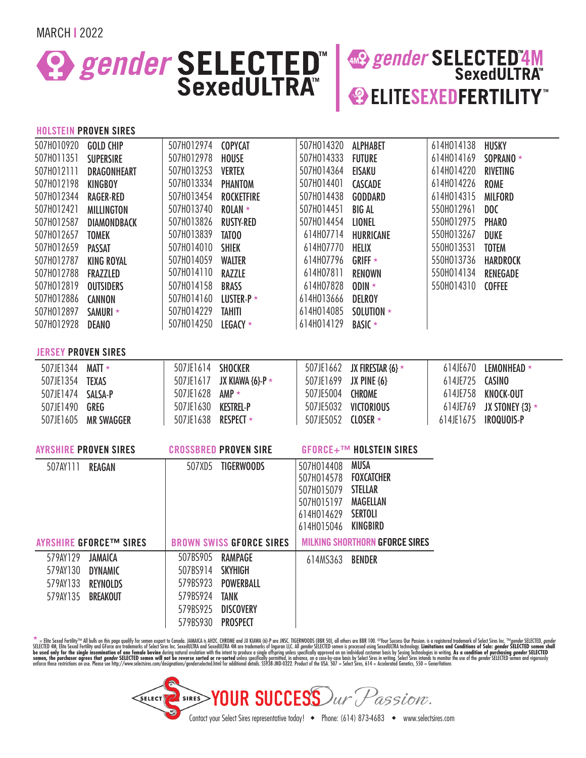MARCH | 2022

# gender SELECTED™ SexedULTRA™

# gender SELECTED™4M SexedULTRA™

# ELITESEXEDFERTILITY™

## HOLSTEIN PROVEN SIRES

| | | | | | | | |
|---|---|---|---|---|---|---|---|
| 507H010920 | GOLD CHIP | 507H012974 | COPYCAT | 507H014320 | ALPHABET | 614H014138 | HUSKY |
| 507H011351 | SUPERSIRE | 507H012978 | HOUSE | 507H014333 | FUTURE | 614H014169 | SOPRANO * |
| 507H012111 | DRAGONHEART | 507H013253 | VERTEX | 507H014364 | EISAKU | 614H014220 | RIVETING |
| 507H012198 | KINGBOY | 507H013334 | PHANTOM | 507H014401 | CASCADE | 614H014226 | ROME |
| 507H012344 | RAGER-RED | 507H013454 | ROCKETFIRE | 507H014438 | GODDARD | 614H014315 | MILFORD |
| 507H012421 | MILLINGTON | 507H013740 | ROLAN * | 507H014451 | BIG AL | 550H012961 | DOC |
| 507H012587 | DIAMONDBACK | 507H013826 | RUSTY-RED | 507H014454 | LIONEL | 550H012975 | PHARO |
| 507H012657 | TOMEK | 507H013839 | TATOO | 614H07714 | HURRICANE | 550H013267 | DUKE |
| 507H012659 | PASSAT | 507H014010 | SHIEK | 614H07770 | HELIX | 550H013531 | TOTEM |
| 507H012787 | KING ROYAL | 507H014059 | WALTER | 614H07796 | GRIFF * | 550H013736 | HARDROCK |
| 507H012788 | FRAZZLED | 507H014110 | RAZZLE | 614H07811 | RENOWN | 550H014134 | RENEGADE |
| 507H012819 | OUTSIDERS | 507H014158 | BRASS | 614H07828 | ODIN * | 550H014310 | COFFEE |
| 507H012886 | CANNON | 507H014160 | LUSTER-P * | 614H013666 | DELROY | | |
| 507H012897 | SAMURI * | 507H014229 | TAHITI | 614H014085 | SOLUTION * | | |
| 507H012928 | DEANO | 507H014250 | LEGACY * | 614H014129 | BASIC * | | |

## JERSEY PROVEN SIRES

| | | | | | | | |
|---|---|---|---|---|---|---|---|
| 507JE1344 | MATT * | 507JE1614 | SHOCKER | 507JE1662 | JX FIRESTAR {6} * | 614JE670 | LEMONHEAD * |
| 507JE1354 | TEXAS | 507JE1617 | JX KIAWA {6}-P * | 507JE1699 | JX PINE {6} | 614JE725 | CASINO |
| 507JE1474 | SALSA-P | 507JE1628 | AMP * | 507JE5004 | CHROME | 614JE758 | KNOCK-OUT |
| 507JE1490 | GREG | 507JE1630 | KESTREL-P | 507JE5032 | VICTORIOUS | 614JE769 | JX STONEY {3} * |
| 507JE1605 | MR SWAGGER | 507JE1638 | RESPECT * | 507JE5052 | CLOSER * | 614JE1675 | IROQUOIS-P |

## AYRSHIRE PROVEN SIRES

| | |
|---|---|
| 507AY111 | REAGAN |

## CROSSBRED PROVEN SIRE

| | |
|---|---|
| 507XD5 | TIGERWOODS |

## GFORCE+™ HOLSTEIN SIRES

| | |
|---|---|
| 507H014408 | MUSA |
| 507H014578 | FOXCATCHER |
| 507H015079 | STELLAR |
| 507H015197 | MAGELLAN |
| 614H014629 | SERTOLI |
| 614H015046 | KINGBIRD |

## AYRSHIRE GFORCE™ SIRES

| | |
|---|---|
| 579AY129 | JAMAICA |
| 579AY130 | DYNAMIC |
| 579AY133 | REYNOLDS |
| 579AY135 | BREAKOUT |

## BROWN SWISS GFORCE SIRES

| | |
|---|---|
| 507BS905 | RAMPAGE |
| 507BS914 | SKYHIGH |
| 579BS923 | POWERBALL |
| 579BS924 | TANK |
| 579BS925 | DISCOVERY |
| 579BS930 | PROSPECT |

## MILKING SHORTHORN GFORCE SIRES

| | |
|---|---|
| 614MS363 | BENDER |

* = Elite Sexed Fertility™ All bulls on this page qualify for semen export to Canada. JAMAICA is AH2C. CHROME and JX KIAWA {6}-P are JNSC. TIGERWOODS (BBR 50), all others are BBR 100. ®Your Success Our Passion. is a registered trademark of Select Sires Inc. ™*gender* SELECTED, *gender* SELECTED 4M, Elite Sexed Fertility and GForce are trademarks of Select Sires Inc. SexedULTRA and SexedULTRA 4M are trademarks of Inguran LLC. All *gender* SELECTED semen is processed using SexedULTRA technology. **Limitations and Conditions of Sale: *gender* SELECTED semen shall be used only for the single insemination of one female bovine** during natural ovulation with the intent to produce a single offspring unless specifically approved on an individual customer basis by Sexing Technologies in writing. **As a condition of purchasing *gender* SELECTED semen, the purchaser agrees that *gender* SELECTED semen will not be reverse sorted or re-sorted** unless specifically permitted, in advance, on a case-by-case basis by Select Sires in writing. Select Sires intends to monitor the use of the *gender* SELECTED semen and vigorously enforce these restrictions on use. Please see http://www.selectsires.com/designations/genderselected.html for additional details. SS938-JND-0322. Product of the USA. 507 = Select Sires, 614 = Accelerated Genetics, 550 = GenerVations

SELECT SIRES — YOUR SUCCESS Our Passion.

Contact your Select Sires representative today! ◆ Phone: (614) 873-4683 ◆ www.selectsires.com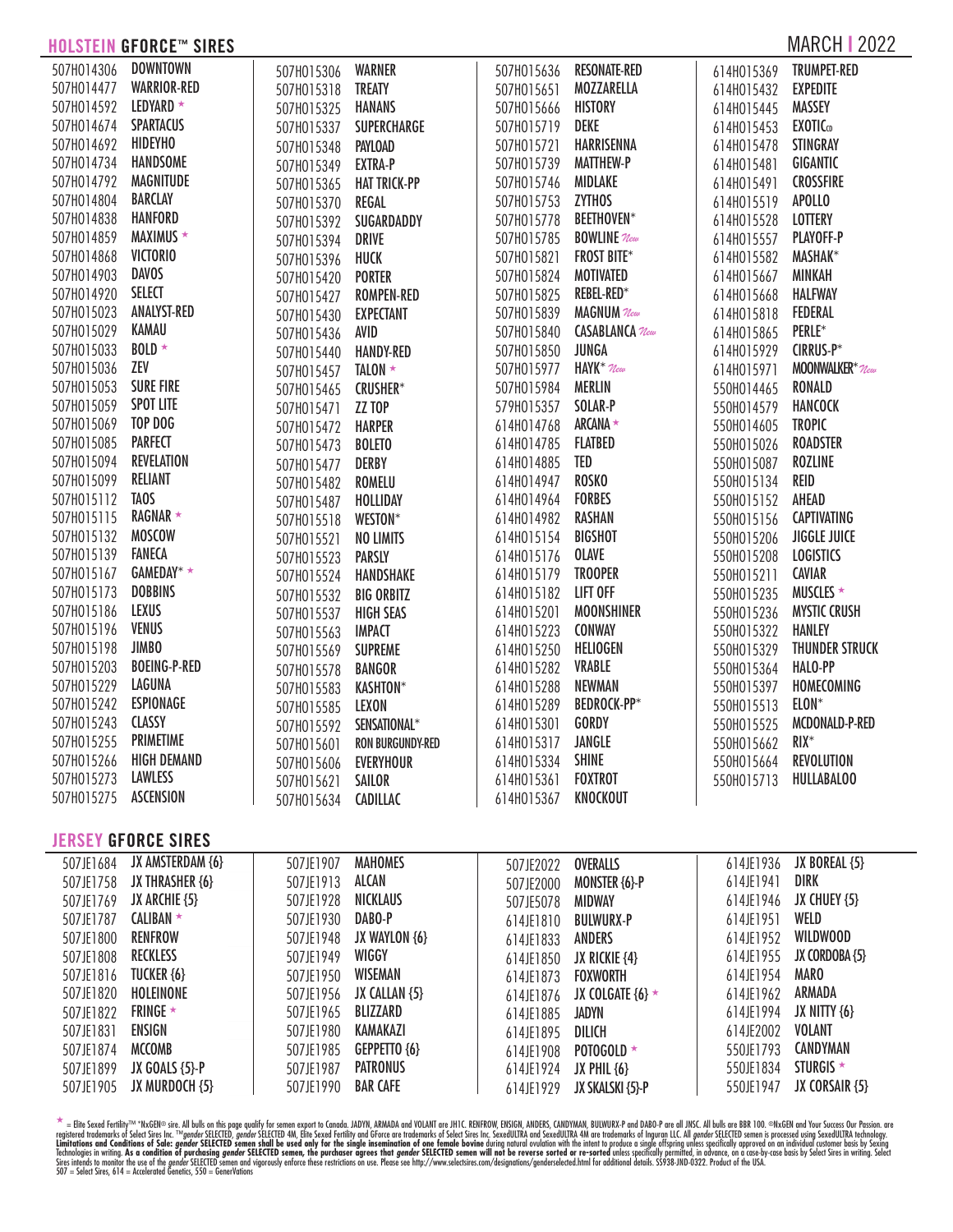## HOLSTEIN GFORCE™ SIRES

MARCH | 2022

| | | | | | | | |
|---|---|---|---|---|---|---|---|
| 507H014306 | DOWNTOWN | 507H015306 | WARNER | 507H015636 | RESONATE-RED | 614H015369 | TRUMPET-RED |
| 507H014477 | WARRIOR-RED | 507H015318 | TREATY | 507H015651 | MOZZARELLA | 614H015432 | EXPEDITE |
| 507H014592 | LEDYARD * | 507H015325 | HANANS | 507H015666 | HISTORY | 614H015445 | MASSEY |
| 507H014674 | SPARTACUS | 507H015337 | SUPERCHARGE | 507H015719 | DEKE | 614H015453 | EXOTIC CD |
| 507H014692 | HIDEYHO | 507H015348 | PAYLOAD | 507H015721 | HARRISENNA | 614H015478 | STINGRAY |
| 507H014734 | HANDSOME | 507H015349 | EXTRA-P | 507H015739 | MATTHEW-P | 614H015481 | GIGANTIC |
| 507H014792 | MAGNITUDE | 507H015365 | HAT TRICK-PP | 507H015746 | MIDLAKE | 614H015491 | CROSSFIRE |
| 507H014804 | BARCLAY | 507H015370 | REGAL | 507H015753 | ZYTHOS | 614H015519 | APOLLO |
| 507H014838 | HANFORD | 507H015392 | SUGARDADDY | 507H015778 | BEETHOVEN* | 614H015528 | LOTTERY |
| 507H014859 | MAXIMUS * | 507H015394 | DRIVE | 507H015785 | BOWLINE New | 614H015557 | PLAYOFF-P |
| 507H014868 | VICTORIO | 507H015396 | HUCK | 507H015821 | FROST BITE* | 614H015582 | MASHAK* |
| 507H014903 | DAVOS | 507H015420 | PORTER | 507H015824 | MOTIVATED | 614H015667 | MINKAH |
| 507H014920 | SELECT | 507H015427 | ROMPEN-RED | 507H015825 | REBEL-RED* | 614H015668 | HALFWAY |
| 507H015023 | ANALYST-RED | 507H015430 | EXPECTANT | 507H015839 | MAGNUM New | 614H015818 | FEDERAL |
| 507H015029 | KAMAU | 507H015436 | AVID | 507H015840 | CASABLANCA New | 614H015865 | PERLE* |
| 507H015033 | BOLD * | 507H015440 | HANDY-RED | 507H015850 | JUNGA | 614H015929 | CIRRUS-P* |
| 507H015036 | ZEV | 507H015457 | TALON * | 507H015977 | HAYK* New | 614H015971 | MOONWALKER* New |
| 507H015053 | SURE FIRE | 507H015465 | CRUSHER* | 507H015984 | MERLIN | 550H014465 | RONALD |
| 507H015059 | SPOT LITE | 507H015471 | ZZ TOP | 579H015357 | SOLAR-P | 550H014579 | HANCOCK |
| 507H015069 | TOP DOG | 507H015472 | HARPER | 614H014768 | ARCANA * | 550H014605 | TROPIC |
| 507H015085 | PARFECT | 507H015473 | BOLETO | 614H014785 | FLATBED | 550H015026 | ROADSTER |
| 507H015094 | REVELATION | 507H015477 | DERBY | 614H014885 | TED | 550H015087 | ROZLINE |
| 507H015099 | RELIANT | 507H015482 | ROMELU | 614H014947 | ROSKO | 550H015134 | REID |
| 507H015112 | TAOS | 507H015487 | HOLLIDAY | 614H014964 | FORBES | 550H015152 | AHEAD |
| 507H015115 | RAGNAR * | 507H015518 | WESTON* | 614H014982 | RASHAN | 550H015156 | CAPTIVATING |
| 507H015132 | MOSCOW | 507H015521 | NO LIMITS | 614H015154 | BIGSHOT | 550H015206 | JIGGLE JUICE |
| 507H015139 | FANECA | 507H015523 | PARSLY | 614H015176 | OLAVE | 550H015208 | LOGISTICS |
| 507H015167 | GAMEDAY* * | 507H015524 | HANDSHAKE | 614H015179 | TROOPER | 550H015211 | CAVIAR |
| 507H015173 | DOBBINS | 507H015532 | BIG ORBITZ | 614H015182 | LIFT OFF | 550H015235 | MUSCLES * |
| 507H015186 | LEXUS | 507H015537 | HIGH SEAS | 614H015201 | MOONSHINER | 550H015236 | MYSTIC CRUSH |
| 507H015196 | VENUS | 507H015563 | IMPACT | 614H015223 | CONWAY | 550H015322 | HANLEY |
| 507H015198 | JIMBO | 507H015569 | SUPREME | 614H015250 | HELIOGEN | 550H015329 | THUNDER STRUCK |
| 507H015203 | BOEING-P-RED | 507H015578 | BANGOR | 614H015282 | VRABLE | 550H015364 | HALO-PP |
| 507H015229 | LAGUNA | 507H015583 | KASHTON* | 614H015288 | NEWMAN | 550H015397 | HOMECOMING |
| 507H015242 | ESPIONAGE | 507H015585 | LEXON | 614H015289 | BEDROCK-PP* | 550H015513 | ELON* |
| 507H015243 | CLASSY | 507H015592 | SENSATIONAL* | 614H015301 | GORDY | 550H015525 | MCDONALD-P-RED |
| 507H015255 | PRIMETIME | 507H015601 | RON BURGUNDY-RED | 614H015317 | JANGLE | 550H015662 | RIX* |
| 507H015266 | HIGH DEMAND | 507H015606 | EVERYHOUR | 614H015334 | SHINE | 550H015664 | REVOLUTION |
| 507H015273 | LAWLESS | 507H015621 | SAILOR | 614H015361 | FOXTROT | 550H015713 | HULLABALOO |
| 507H015275 | ASCENSION | 507H015634 | CADILLAC | 614H015367 | KNOCKOUT | | |

## JERSEY GFORCE SIRES

| | | | | | | | |
|---|---|---|---|---|---|---|---|
| 507JE1684 | JX AMSTERDAM {6} | 507JE1907 | MAHOMES | 507JE2022 | OVERALLS | 614JE1936 | JX BOREAL {5} |
| 507JE1758 | JX THRASHER {6} | 507JE1913 | ALCAN | 507JE2000 | MONSTER {6}-P | 614JE1941 | DIRK |
| 507JE1769 | JX ARCHIE {5} | 507JE1928 | NICKLAUS | 507JE5078 | MIDWAY | 614JE1946 | JX CHUEY {5} |
| 507JE1787 | CALIBAN * | 507JE1930 | DABO-P | 614JE1810 | BULWURX-P | 614JE1951 | WELD |
| 507JE1800 | RENFROW | 507JE1948 | JX WAYLON {6} | 614JE1833 | ANDERS | 614JE1952 | WILDWOOD |
| 507JE1808 | RECKLESS | 507JE1949 | WIGGY | 614JE1850 | JX RICKIE {4} | 614JE1955 | JX CORDOBA {5} |
| 507JE1816 | TUCKER {6} | 507JE1950 | WISEMAN | 614JE1873 | FOXWORTH | 614JE1954 | MARO |
| 507JE1820 | HOLEINONE | 507JE1956 | JX CALLAN {5} | 614JE1876 | JX COLGATE {6} * | 614JE1962 | ARMADA |
| 507JE1822 | FRINGE * | 507JE1965 | BLIZZARD | 614JE1885 | JADYN | 614JE1994 | JX NITTY {6} |
| 507JE1831 | ENSIGN | 507JE1980 | KAMAKAZI | 614JE1895 | DILICH | 614JE2002 | VOLANT |
| 507JE1874 | MCCOMB | 507JE1985 | GEPPETTO {6} | 614JE1908 | POTOGOLD * | 550JE1793 | CANDYMAN |
| 507JE1899 | JX GOALS {5}-P | 507JE1987 | PATRONUS | 614JE1924 | JX PHIL {6} | 550JE1834 | STURGIS * |
| 507JE1905 | JX MURDOCH {5} | 507JE1990 | BAR CAFE | 614JE1929 | JX SKALSKI {5}-P | 550JE1947 | JX CORSAIR {5} |

* = Elite Sexed Fertility™ *NxGEN® sire. All bulls on this page qualify for semen export to Canada. JADYN, ARMADA and VOLANT are JH1C. RENFROW, ENSIGN, ANDERS, CANDYMAN, BULWURX-P and DABO-P are all JNSC. All bulls are BBR 100. ®NxGEN and Your Success Our Passion. are registered trademarks of Select Sires Inc. ™gender SELECTED, gender SELECTED 4M, Elite Sexed Fertility and GForce are trademarks of Select Sires Inc. SexedULTRA and SexedULTRA 4M are trademarks of Inguran LLC. All gender SELECTED semen is processed using SexedULTRA technology. **Limitations and Conditions of Sale: gender SELECTED semen shall be used only for the single insemination of one female bovine** during natural ovulation with the intent to produce a single offspring unless specifically approved on an individual customer basis by Sexing Technologies in writing. **As a condition of purchasing gender SELECTED semen, the purchaser agrees that gender SELECTED semen will not be reverse sorted or re-sorted** unless specifically permitted, in advance, on a case-by-case basis by Select Sires in writing. Select Sires intends to monitor the use of the gender SELECTED semen and vigorously enforce these restrictions on use. Please see http://www.selectsires.com/designations/genderselected.html for additional details. SS938-JND-0322. Product of the USA.
507 = Select Sires, 614 = Accelerated Genetics, 550 = GenerVations